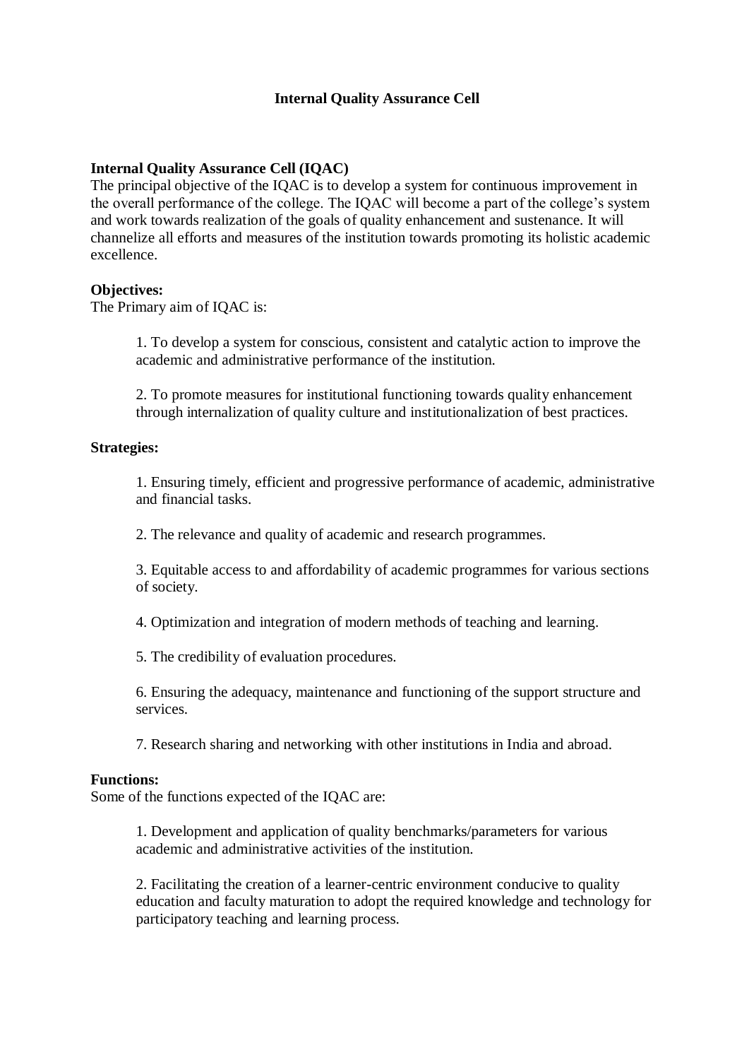# Internal Quality Assurance Cell

**Internal Quality Assurance Cell (IQAC)**

The principal objective of the IQAC is to develop a system for continuous improvement in the overall performance of the college. The IQAC will become a part of the college's system and work towards realization of the goals of quality enhancement and sustenance. It will channelize all efforts and measures of the institution towards promoting its holistic academic excellence.

**Objectives:**

The Primary aim of IQAC is:

1. To develop a system for conscious, consistent and catalytic action to improve the academic and administrative performance of the institution.

2. To promote measures for institutional functioning towards quality enhancement through internalization of quality culture and institutionalization of best practices.

**Strategies:**

1. Ensuring timely, efficient and progressive performance of academic, administrative and financial tasks.

2. The relevance and quality of academic and research programmes.

3. Equitable access to and affordability of academic programmes for various sections of society.

4. Optimization and integration of modern methods of teaching and learning.

5. The credibility of evaluation procedures.

6. Ensuring the adequacy, maintenance and functioning of the support structure and services.

7. Research sharing and networking with other institutions in India and abroad.

**Functions:**

Some of the functions expected of the IQAC are:

1. Development and application of quality benchmarks/parameters for various academic and administrative activities of the institution.

2. Facilitating the creation of a learner-centric environment conducive to quality education and faculty maturation to adopt the required knowledge and technology for participatory teaching and learning process.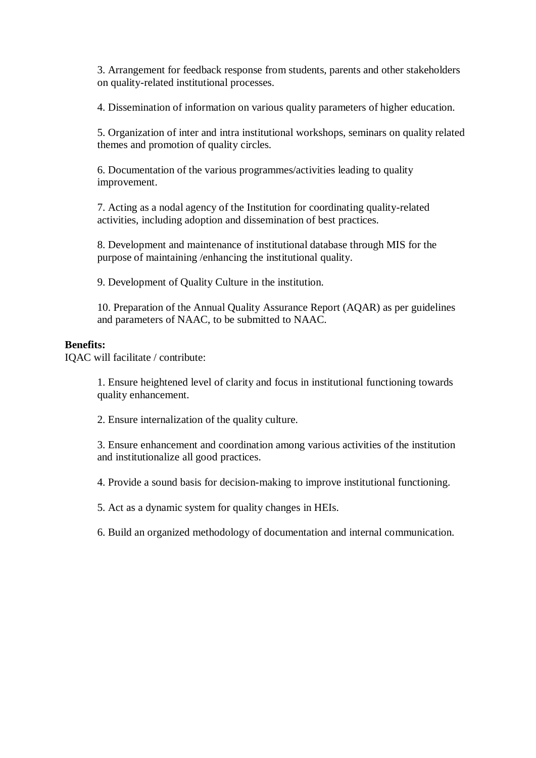3. Arrangement for feedback response from students, parents and other stakeholders on quality-related institutional processes.

4. Dissemination of information on various quality parameters of higher education.

5. Organization of inter and intra institutional workshops, seminars on quality related themes and promotion of quality circles.

6. Documentation of the various programmes/activities leading to quality improvement.

7. Acting as a nodal agency of the Institution for coordinating quality-related activities, including adoption and dissemination of best practices.

8. Development and maintenance of institutional database through MIS for the purpose of maintaining /enhancing the institutional quality.

9. Development of Quality Culture in the institution.

10. Preparation of the Annual Quality Assurance Report (AQAR) as per guidelines and parameters of NAAC, to be submitted to NAAC.

**Benefits:**

IQAC will facilitate / contribute:

1. Ensure heightened level of clarity and focus in institutional functioning towards quality enhancement.

2. Ensure internalization of the quality culture.

3. Ensure enhancement and coordination among various activities of the institution and institutionalize all good practices.

4. Provide a sound basis for decision-making to improve institutional functioning.

5. Act as a dynamic system for quality changes in HEIs.

6. Build an organized methodology of documentation and internal communication.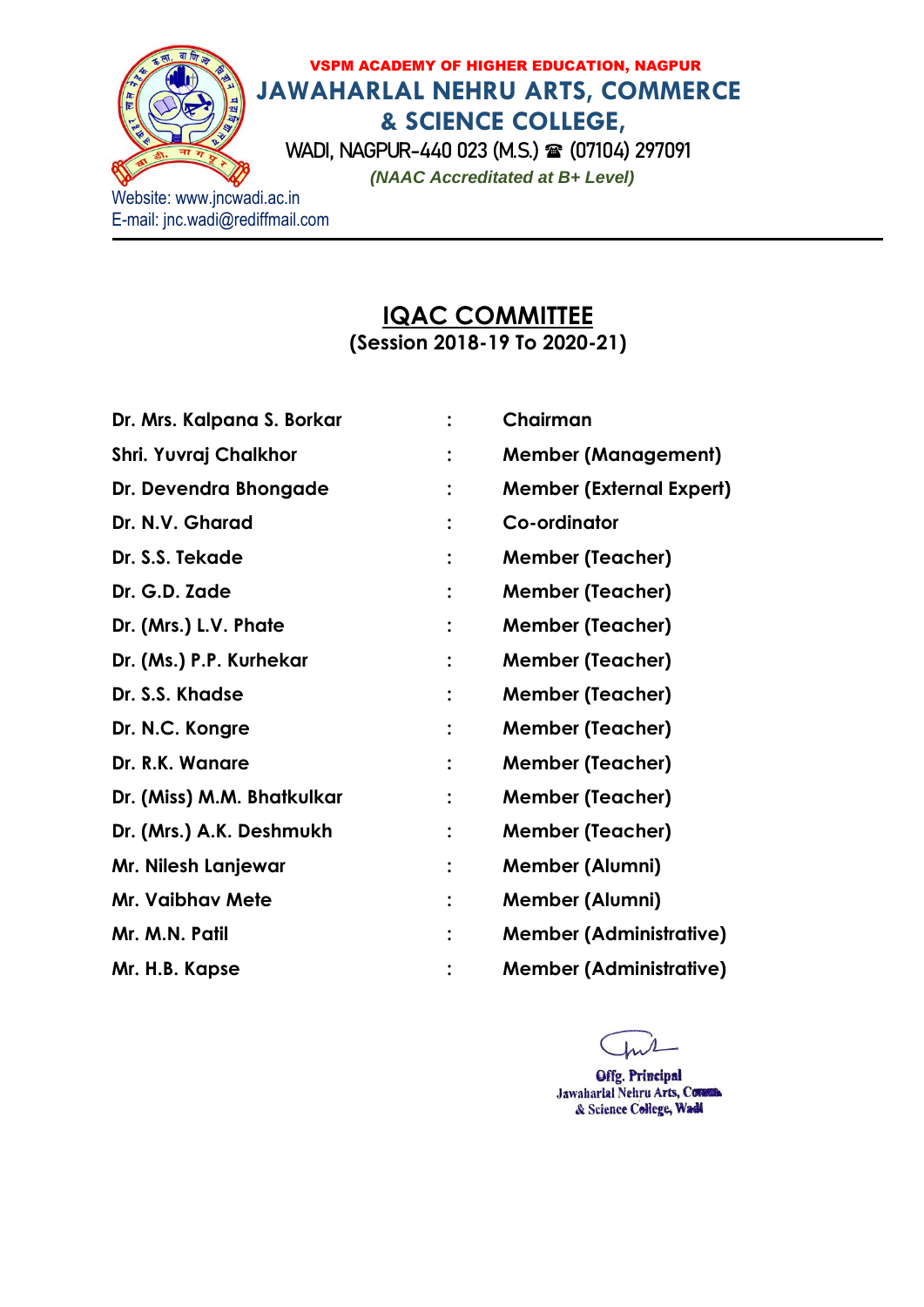VSPM ACADEMY OF HIGHER EDUCATION, NAGPUR

# JAWAHARLAL NEHRU ARTS, COMMERCE & SCIENCE COLLEGE,

WADI, NAGPUR-440 023 (M.S.) ☎ (07104) 297091

*(NAAC Accredited at B+ Level)*

Website: www.jncwadi.ac.in
E-mail: jnc.wadi@rediffmail.com

## IQAC COMMITTEE

**(Session 2018-19 To 2020-21)**

| | | |
|---|---|---|
| **Dr. Mrs. Kalpana S. Borkar** | : | **Chairman** |
| **Shri. Yuvraj Chalkhor** | : | **Member (Management)** |
| **Dr. Devendra Bhongade** | : | **Member (External Expert)** |
| **Dr. N.V. Gharad** | : | **Co-ordinator** |
| **Dr. S.S. Tekade** | : | **Member (Teacher)** |
| **Dr. G.D. Zade** | : | **Member (Teacher)** |
| **Dr. (Mrs.) L.V. Phate** | : | **Member (Teacher)** |
| **Dr. (Ms.) P.P. Kurhekar** | : | **Member (Teacher)** |
| **Dr. S.S. Khadse** | : | **Member (Teacher)** |
| **Dr. N.C. Kongre** | : | **Member (Teacher)** |
| **Dr. R.K. Wanare** | : | **Member (Teacher)** |
| **Dr. (Miss) M.M. Bhatkulkar** | : | **Member (Teacher)** |
| **Dr. (Mrs.) A.K. Deshmukh** | : | **Member (Teacher)** |
| **Mr. Nilesh Lanjewar** | : | **Member (Alumni)** |
| **Mr. Vaibhav Mete** | : | **Member (Alumni)** |
| **Mr. M.N. Patil** | : | **Member (Administrative)** |
| **Mr. H.B. Kapse** | : | **Member (Administrative)** |

Offg. Principal
Jawaharlal Nehru Arts, Comm.
& Science College, Wadi